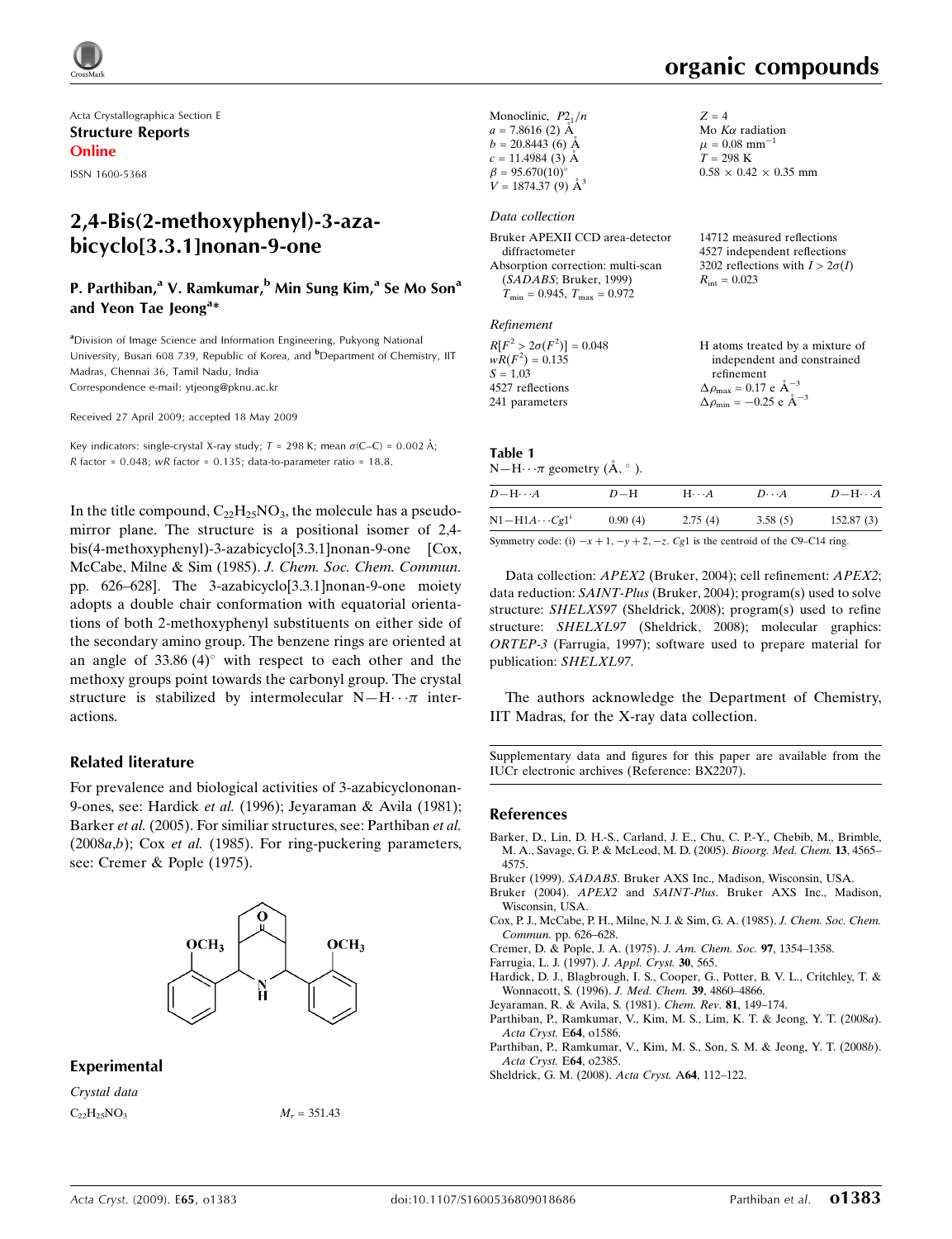Acta Crystallographica Section E
**Structure Reports Online**

ISSN 1600-5368

# 2,4-Bis(2-methoxyphenyl)-3-azabicyclo[3.3.1]nonan-9-one

**P. Parthiban,[a] V. Ramkumar,[b] Min Sung Kim,[a] Se Mo Son[a] and Yeon Tae Jeong[a]***

[a]Division of Image Science and Information Engineering, Pukyong National University, Busan 608 739, Republic of Korea, and [b]Department of Chemistry, IIT Madras, Chennai 36, Tamil Nadu, India
Correspondence e-mail: ytjeong@pknu.ac.kr

Received 27 April 2009; accepted 18 May 2009

Key indicators: single-crystal X-ray study; $T = 298$ K; mean $\sigma$(C–C) = 0.002 Å; $R$ factor = 0.048; $wR$ factor = 0.135; data-to-parameter ratio = 18.8.

In the title compound, $C_{22}H_{25}NO_3$, the molecule has a pseudo-mirror plane. The structure is a positional isomer of 2,4-bis(4-methoxyphenyl)-3-azabicyclo[3.3.1]nonan-9-one [Cox, McCabe, Milne & Sim (1985). *J. Chem. Soc. Chem. Commun.* pp. 626–628]. The 3-azabicyclo[3.3.1]nonan-9-one moiety adopts a double chair conformation with equatorial orientations of both 2-methoxyphenyl substituents on either side of the secondary amino group. The benzene rings are oriented at an angle of 33.86 (4)° with respect to each other and the methoxy groups point towards the carbonyl group. The crystal structure is stabilized by intermolecular N—H$\cdots\pi$ interactions.

## Related literature

For prevalence and biological activities of 3-azabicyclononan-9-ones, see: Hardick *et al.* (1996); Jeyaraman & Avila (1981); Barker *et al.* (2005). For similiar structures, see: Parthiban *et al.* (2008*a*,*b*); Cox *et al.* (1985). For ring-puckering parameters, see: Cremer & Pople (1975).

## Experimental

### Crystal data

$C_{22}H_{25}NO_3$
$M_r = 351.43$
Monoclinic, $P2_1/n$
$a = 7.8616$ (2) Å
$b = 20.8443$ (6) Å
$c = 11.4984$ (3) Å
$\beta = 95.670(10)°$
$V = 1874.37$ (9) Å$^3$
$Z = 4$
Mo $K\alpha$ radiation
$\mu = 0.08$ mm$^{-1}$
$T = 298$ K
$0.58 \times 0.42 \times 0.35$ mm

### Data collection

Bruker APEXII CCD area-detector diffractometer
Absorption correction: multi-scan (*SADABS*; Bruker, 1999)
$T_{min} = 0.945$, $T_{max} = 0.972$
14712 measured reflections
4527 independent reflections
3202 reflections with $I > 2\sigma(I)$
$R_{int} = 0.023$

### Refinement

$R[F^2 > 2\sigma(F^2)] = 0.048$
$wR(F^2) = 0.135$
$S = 1.03$
4527 reflections
241 parameters
H atoms treated by a mixture of independent and constrained refinement
$\Delta\rho_{max} = 0.17$ e Å$^{-3}$
$\Delta\rho_{min} = -0.25$ e Å$^{-3}$

**Table 1**
N—H$\cdots\pi$ geometry (Å, °).

| $D$—H$\cdots A$ | $D$—H | H$\cdots A$ | $D\cdots A$ | $D$—H$\cdots A$ |
|---|---|---|---|---|
| N1—H1A$\cdots$Cg1[i] | 0.90 (4) | 2.75 (4) | 3.58 (5) | 152.87 (3) |

Symmetry code: (i) $-x+1, -y+2, -z$. Cg1 is the centroid of the C9–C14 ring.

Data collection: *APEX2* (Bruker, 2004); cell refinement: *APEX2*; data reduction: *SAINT-Plus* (Bruker, 2004); program(s) used to solve structure: *SHELXS97* (Sheldrick, 2008); program(s) used to refine structure: *SHELXL97* (Sheldrick, 2008); molecular graphics: *ORTEP-3* (Farrugia, 1997); software used to prepare material for publication: *SHELXL97*.

The authors acknowledge the Department of Chemistry, IIT Madras, for the X-ray data collection.

Supplementary data and figures for this paper are available from the IUCr electronic archives (Reference: BX2207).

## References

Barker, D., Lin, D. H.-S., Carland, J. E., Chu, C. P.-Y., Chebib, M., Brimble, M. A., Savage, G. P. & McLeod, M. D. (2005). *Bioorg. Med. Chem.* **13**, 4565–4575.
Bruker (1999). *SADABS*. Bruker AXS Inc., Madison, Wisconsin, USA.
Bruker (2004). *APEX2* and *SAINT-Plus*. Bruker AXS Inc., Madison, Wisconsin, USA.
Cox, P. J., McCabe, P. H., Milne, N. J. & Sim, G. A. (1985). *J. Chem. Soc. Chem. Commun.* pp. 626–628.
Cremer, D. & Pople, J. A. (1975). *J. Am. Chem. Soc.* **97**, 1354–1358.
Farrugia, L. J. (1997). *J. Appl. Cryst.* **30**, 565.
Hardick, D. J., Blagbrough, I. S., Cooper, G., Potter, B. V. L., Critchley, T. & Wonnacott, S. (1996). *J. Med. Chem.* **39**, 4860–4866.
Jeyaraman, R. & Avila, S. (1981). *Chem. Rev.* **81**, 149–174.
Parthiban, P., Ramkumar, V., Kim, M. S., Lim, K. T. & Jeong, Y. T. (2008*a*). *Acta Cryst.* E**64**, o1586.
Parthiban, P., Ramkumar, V., Kim, M. S., Son, S. M. & Jeong, Y. T. (2008*b*). *Acta Cryst.* E**64**, o2385.
Sheldrick, G. M. (2008). *Acta Cryst.* A**64**, 112–122.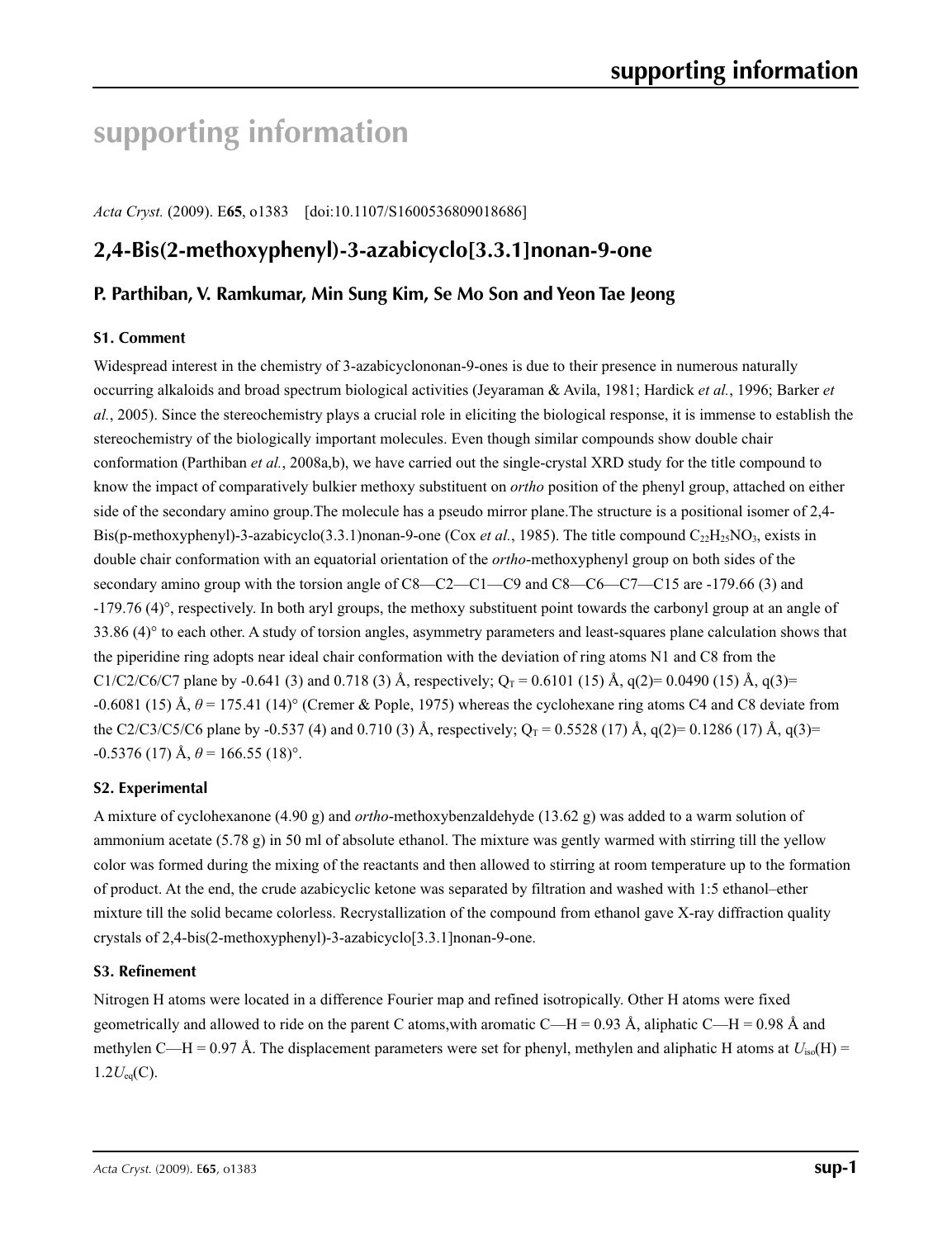# supporting information

*Acta Cryst.* (2009). E**65**, o1383 [doi:10.1107/S1600536809018686]

## 2,4-Bis(2-methoxyphenyl)-3-azabicyclo[3.3.1]nonan-9-one

### P. Parthiban, V. Ramkumar, Min Sung Kim, Se Mo Son and Yeon Tae Jeong

#### S1. Comment

Widespread interest in the chemistry of 3-azabicyclononan-9-ones is due to their presence in numerous naturally occurring alkaloids and broad spectrum biological activities (Jeyaraman & Avila, 1981; Hardick *et al.*, 1996; Barker *et al.*, 2005). Since the stereochemistry plays a crucial role in eliciting the biological response, it is immense to establish the stereochemistry of the biologically important molecules. Even though similar compounds show double chair conformation (Parthiban *et al.*, 2008a,b), we have carried out the single-crystal XRD study for the title compound to know the impact of comparatively bulkier methoxy substituent on *ortho* position of the phenyl group, attached on either side of the secondary amino group.The molecule has a pseudo mirror plane.The structure is a positional isomer of 2,4-Bis(p-methoxyphenyl)-3-azabicyclo(3.3.1)nonan-9-one (Cox *et al.*, 1985). The title compound $C_{22}H_{25}NO_3$, exists in double chair conformation with an equatorial orientation of the *ortho*-methoxyphenyl group on both sides of the secondary amino group with the torsion angle of C8—C2—C1—C9 and C8—C6—C7—C15 are -179.66 (3) and -179.76 (4)°, respectively. In both aryl groups, the methoxy substituent point towards the carbonyl group at an angle of 33.86 (4)° to each other. A study of torsion angles, asymmetry parameters and least-squares plane calculation shows that the piperidine ring adopts near ideal chair conformation with the deviation of ring atoms N1 and C8 from the C1/C2/C6/C7 plane by -0.641 (3) and 0.718 (3) Å, respectively; $Q_T$ = 0.6101 (15) Å, q(2)= 0.0490 (15) Å, q(3)= -0.6081 (15) Å, $\theta$ = 175.41 (14)° (Cremer & Pople, 1975) whereas the cyclohexane ring atoms C4 and C8 deviate from the C2/C3/C5/C6 plane by -0.537 (4) and 0.710 (3) Å, respectively; $Q_T$ = 0.5528 (17) Å, q(2)= 0.1286 (17) Å, q(3)= -0.5376 (17) Å, $\theta$ = 166.55 (18)°.

#### S2. Experimental

A mixture of cyclohexanone (4.90 g) and *ortho*-methoxybenzaldehyde (13.62 g) was added to a warm solution of ammonium acetate (5.78 g) in 50 ml of absolute ethanol. The mixture was gently warmed with stirring till the yellow color was formed during the mixing of the reactants and then allowed to stirring at room temperature up to the formation of product. At the end, the crude azabicyclic ketone was separated by filtration and washed with 1:5 ethanol–ether mixture till the solid became colorless. Recrystallization of the compound from ethanol gave X-ray diffraction quality crystals of 2,4-bis(2-methoxyphenyl)-3-azabicyclo[3.3.1]nonan-9-one.

#### S3. Refinement

Nitrogen H atoms were located in a difference Fourier map and refined isotropically. Other H atoms were fixed geometrically and allowed to ride on the parent C atoms,with aromatic C—H = 0.93 Å, aliphatic C—H = 0.98 Å and methylen C—H = 0.97 Å. The displacement parameters were set for phenyl, methylen and aliphatic H atoms at $U_{iso}(H) = 1.2U_{eq}(C)$.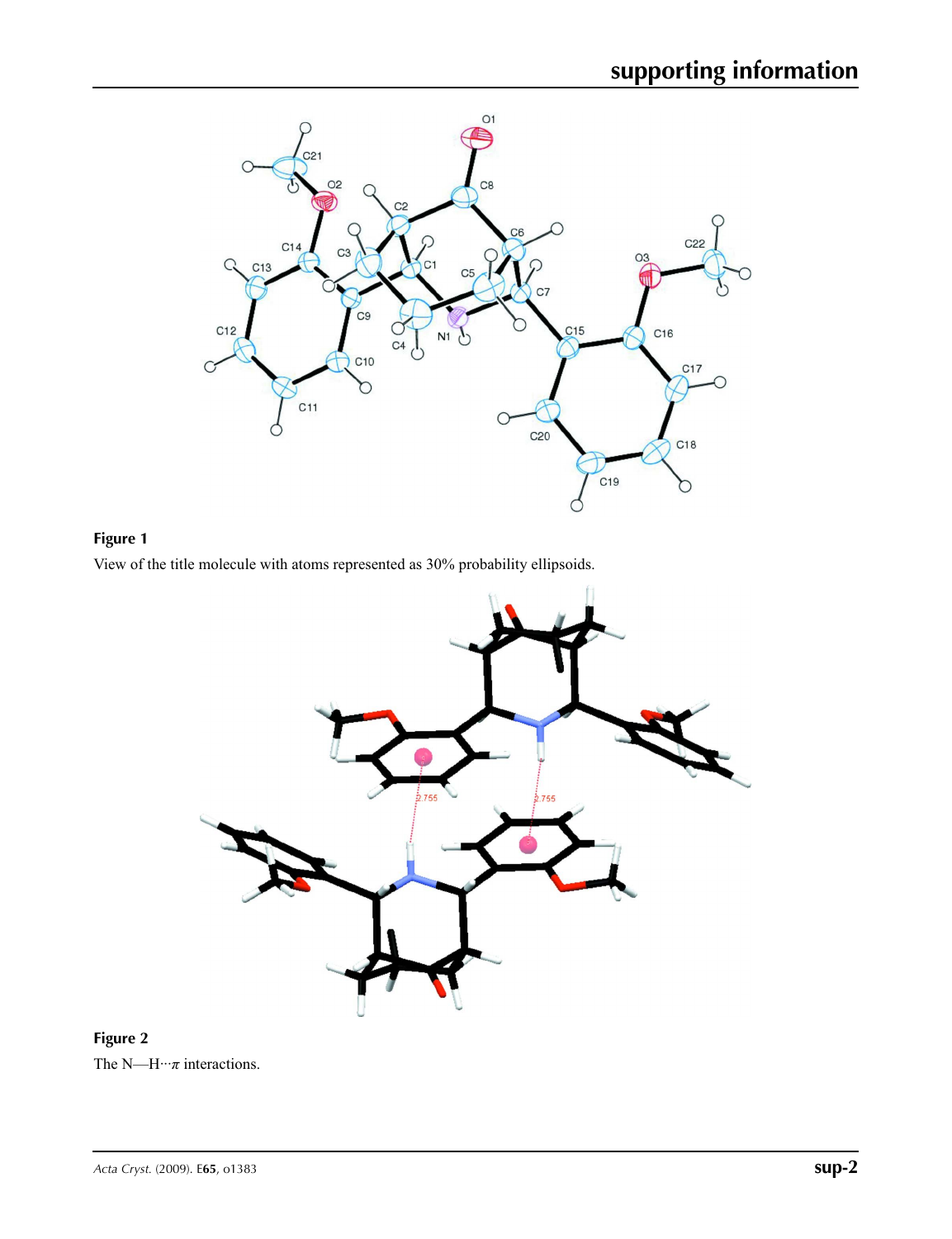**Figure 1**

View of the title molecule with atoms represented as 30% probability ellipsoids.

**Figure 2**

The N—H···$\pi$ interactions.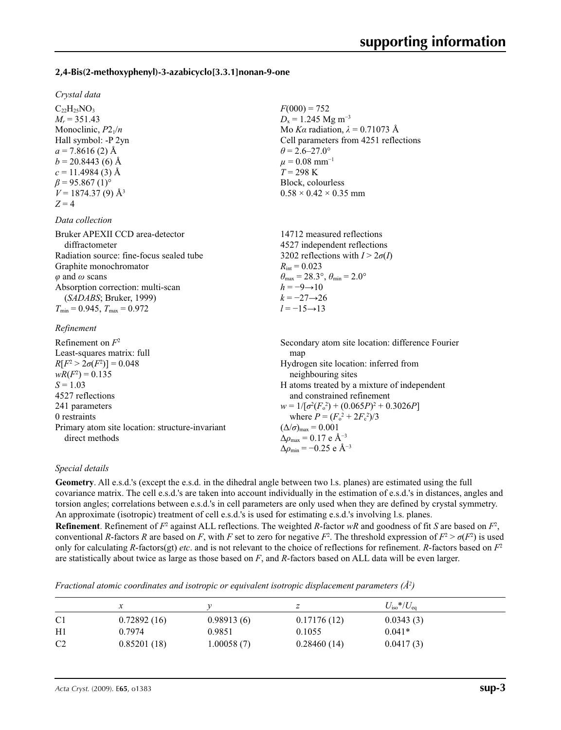### 2,4-Bis(2-methoxyphenyl)-3-azabicyclo[3.3.1]nonan-9-one

*Crystal data*

$C_{22}H_{25}NO_3$
$M_r = 351.43$
Monoclinic, $P2_1/n$
Hall symbol: -P 2yn
$a = 7.8616$ (2) Å
$b = 20.8443$ (6) Å
$c = 11.4984$ (3) Å
$\beta = 95.867$ (1)°
$V = 1874.37$ (9) Å$^3$
$Z = 4$
$F(000) = 752$
$D_x = 1.245$ Mg m$^{-3}$
Mo $K\alpha$ radiation, $\lambda = 0.71073$ Å
Cell parameters from 4251 reflections
$\theta = 2.6$–27.0°
$\mu = 0.08$ mm$^{-1}$
$T = 298$ K
Block, colourless
0.58 × 0.42 × 0.35 mm

*Data collection*

Bruker APEXII CCD area-detector diffractometer
Radiation source: fine-focus sealed tube
Graphite monochromator
$\varphi$ and $\omega$ scans
Absorption correction: multi-scan (*SADABS*; Bruker, 1999)
$T_{min} = 0.945$, $T_{max} = 0.972$
14712 measured reflections
4527 independent reflections
3202 reflections with $I > 2\sigma(I)$
$R_{int} = 0.023$
$\theta_{max} = 28.3°$, $\theta_{min} = 2.0°$
$h = -9\rightarrow10$
$k = -27\rightarrow26$
$l = -15\rightarrow13$

*Refinement*

Refinement on $F^2$
Least-squares matrix: full
$R[F^2 > 2\sigma(F^2)] = 0.048$
$wR(F^2) = 0.135$
$S = 1.03$
4527 reflections
241 parameters
0 restraints
Primary atom site location: structure-invariant direct methods
Secondary atom site location: difference Fourier map
Hydrogen site location: inferred from neighbouring sites
H atoms treated by a mixture of independent and constrained refinement
$w = 1/[\sigma^2(F_o^2) + (0.065P)^2 + 0.3026P]$ where $P = (F_o^2 + 2F_c^2)/3$
$(\Delta/\sigma)_{max} = 0.001$
$\Delta\rho_{max} = 0.17$ e Å$^{-3}$
$\Delta\rho_{min} = -0.25$ e Å$^{-3}$

*Special details*

**Geometry**. All e.s.d.'s (except the e.s.d. in the dihedral angle between two l.s. planes) are estimated using the full covariance matrix. The cell e.s.d.'s are taken into account individually in the estimation of e.s.d.'s in distances, angles and torsion angles; correlations between e.s.d.'s in cell parameters are only used when they are defined by crystal symmetry. An approximate (isotropic) treatment of cell e.s.d.'s is used for estimating e.s.d.'s involving l.s. planes.

**Refinement**. Refinement of $F^2$ against ALL reflections. The weighted $R$-factor $wR$ and goodness of fit $S$ are based on $F^2$, conventional $R$-factors $R$ are based on $F$, with $F$ set to zero for negative $F^2$. The threshold expression of $F^2 > \sigma(F^2)$ is used only for calculating $R$-factors(gt) *etc*. and is not relevant to the choice of reflections for refinement. $R$-factors based on $F^2$ are statistically about twice as large as those based on $F$, and $R$-factors based on ALL data will be even larger.

*Fractional atomic coordinates and isotropic or equivalent isotropic displacement parameters (Å$^2$)*

| | $x$ | $y$ | $z$ | $U_{iso}$*/$U_{eq}$ |
|---|---|---|---|---|
| C1 | 0.72892 (16) | 0.98913 (6) | 0.17176 (12) | 0.0343 (3) |
| H1 | 0.7974 | 0.9851 | 0.1055 | 0.041* |
| C2 | 0.85201 (18) | 1.00058 (7) | 0.28460 (14) | 0.0417 (3) |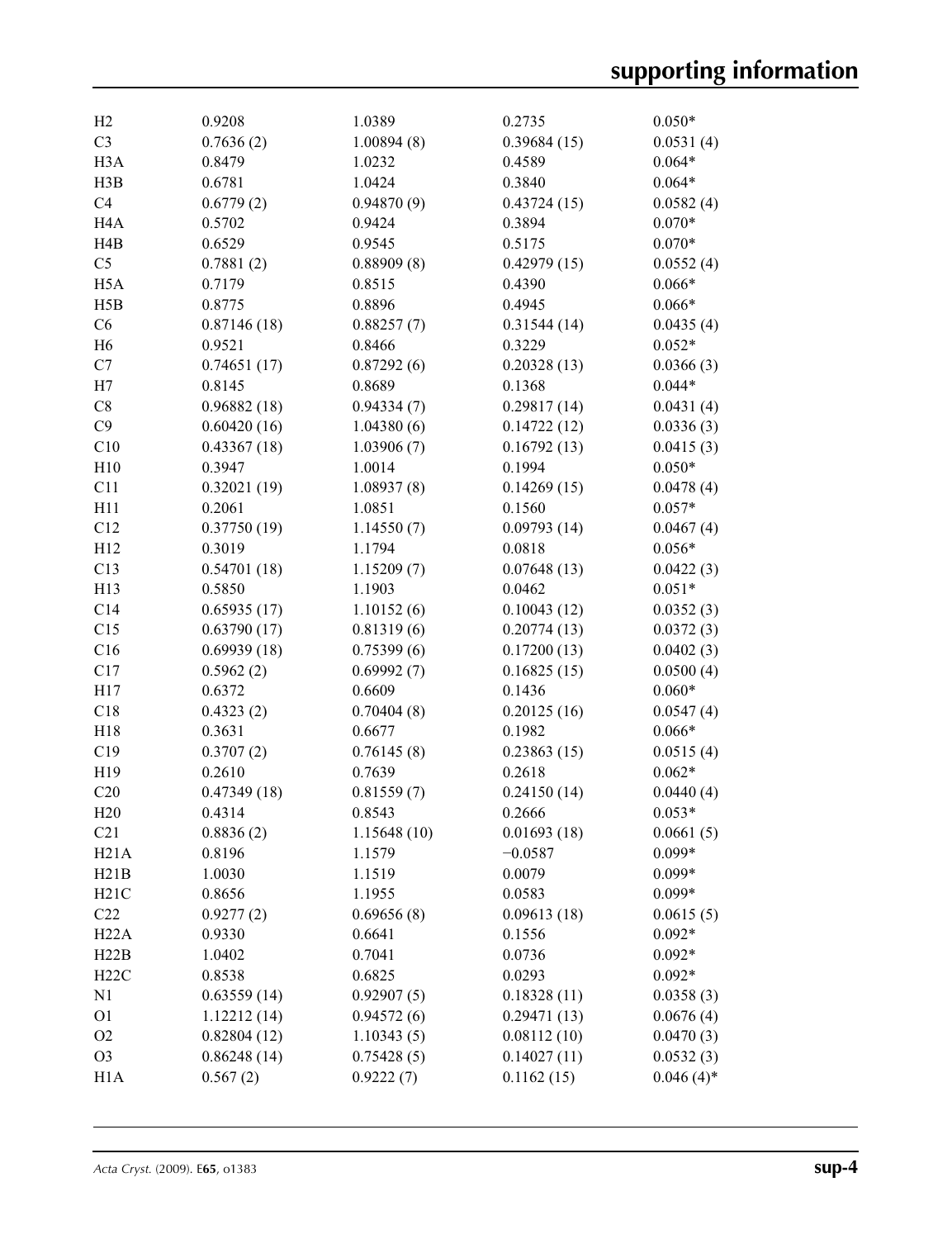| | | | | |
|---|---|---|---|---|
| H2 | 0.9208 | 1.0389 | 0.2735 | 0.050* |
| C3 | 0.7636 (2) | 1.00894 (8) | 0.39684 (15) | 0.0531 (4) |
| H3A | 0.8479 | 1.0232 | 0.4589 | 0.064* |
| H3B | 0.6781 | 1.0424 | 0.3840 | 0.064* |
| C4 | 0.6779 (2) | 0.94870 (9) | 0.43724 (15) | 0.0582 (4) |
| H4A | 0.5702 | 0.9424 | 0.3894 | 0.070* |
| H4B | 0.6529 | 0.9545 | 0.5175 | 0.070* |
| C5 | 0.7881 (2) | 0.88909 (8) | 0.42979 (15) | 0.0552 (4) |
| H5A | 0.7179 | 0.8515 | 0.4390 | 0.066* |
| H5B | 0.8775 | 0.8896 | 0.4945 | 0.066* |
| C6 | 0.87146 (18) | 0.88257 (7) | 0.31544 (14) | 0.0435 (4) |
| H6 | 0.9521 | 0.8466 | 0.3229 | 0.052* |
| C7 | 0.74651 (17) | 0.87292 (6) | 0.20328 (13) | 0.0366 (3) |
| H7 | 0.8145 | 0.8689 | 0.1368 | 0.044* |
| C8 | 0.96882 (18) | 0.94334 (7) | 0.29817 (14) | 0.0431 (4) |
| C9 | 0.60420 (16) | 1.04380 (6) | 0.14722 (12) | 0.0336 (3) |
| C10 | 0.43367 (18) | 1.03906 (7) | 0.16792 (13) | 0.0415 (3) |
| H10 | 0.3947 | 1.0014 | 0.1994 | 0.050* |
| C11 | 0.32021 (19) | 1.08937 (8) | 0.14269 (15) | 0.0478 (4) |
| H11 | 0.2061 | 1.0851 | 0.1560 | 0.057* |
| C12 | 0.37750 (19) | 1.14550 (7) | 0.09793 (14) | 0.0467 (4) |
| H12 | 0.3019 | 1.1794 | 0.0818 | 0.056* |
| C13 | 0.54701 (18) | 1.15209 (7) | 0.07648 (13) | 0.0422 (3) |
| H13 | 0.5850 | 1.1903 | 0.0462 | 0.051* |
| C14 | 0.65935 (17) | 1.10152 (6) | 0.10043 (12) | 0.0352 (3) |
| C15 | 0.63790 (17) | 0.81319 (6) | 0.20774 (13) | 0.0372 (3) |
| C16 | 0.69939 (18) | 0.75399 (6) | 0.17200 (13) | 0.0402 (3) |
| C17 | 0.5962 (2) | 0.69992 (7) | 0.16825 (15) | 0.0500 (4) |
| H17 | 0.6372 | 0.6609 | 0.1436 | 0.060* |
| C18 | 0.4323 (2) | 0.70404 (8) | 0.20125 (16) | 0.0547 (4) |
| H18 | 0.3631 | 0.6677 | 0.1982 | 0.066* |
| C19 | 0.3707 (2) | 0.76145 (8) | 0.23863 (15) | 0.0515 (4) |
| H19 | 0.2610 | 0.7639 | 0.2618 | 0.062* |
| C20 | 0.47349 (18) | 0.81559 (7) | 0.24150 (14) | 0.0440 (4) |
| H20 | 0.4314 | 0.8543 | 0.2666 | 0.053* |
| C21 | 0.8836 (2) | 1.15648 (10) | 0.01693 (18) | 0.0661 (5) |
| H21A | 0.8196 | 1.1579 | −0.0587 | 0.099* |
| H21B | 1.0030 | 1.1519 | 0.0079 | 0.099* |
| H21C | 0.8656 | 1.1955 | 0.0583 | 0.099* |
| C22 | 0.9277 (2) | 0.69656 (8) | 0.09613 (18) | 0.0615 (5) |
| H22A | 0.9330 | 0.6641 | 0.1556 | 0.092* |
| H22B | 1.0402 | 0.7041 | 0.0736 | 0.092* |
| H22C | 0.8538 | 0.6825 | 0.0293 | 0.092* |
| N1 | 0.63559 (14) | 0.92907 (5) | 0.18328 (11) | 0.0358 (3) |
| O1 | 1.12212 (14) | 0.94572 (6) | 0.29471 (13) | 0.0676 (4) |
| O2 | 0.82804 (12) | 1.10343 (5) | 0.08112 (10) | 0.0470 (3) |
| O3 | 0.86248 (14) | 0.75428 (5) | 0.14027 (11) | 0.0532 (3) |
| H1A | 0.567 (2) | 0.9222 (7) | 0.1162 (15) | 0.046 (4)* |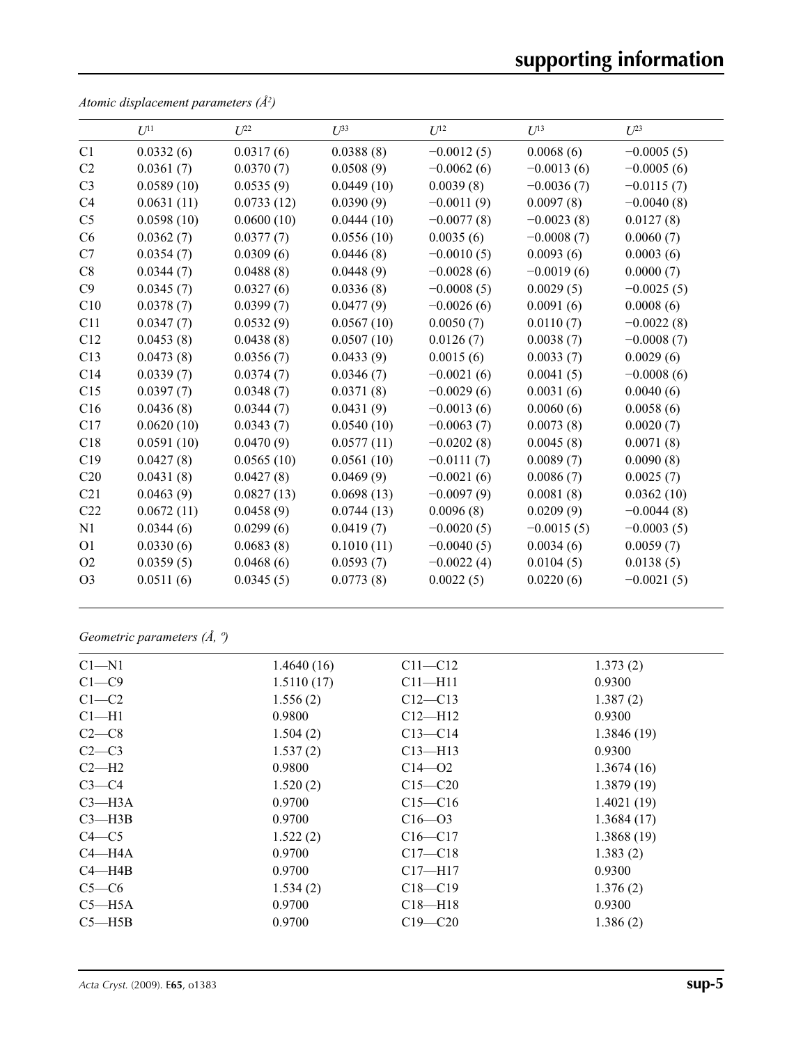*Atomic displacement parameters (Å²)*

| | $U^{11}$ | $U^{22}$ | $U^{33}$ | $U^{12}$ | $U^{13}$ | $U^{23}$ |
|---|---|---|---|---|---|---|
| C1 | 0.0332 (6) | 0.0317 (6) | 0.0388 (8) | −0.0012 (5) | 0.0068 (6) | −0.0005 (5) |
| C2 | 0.0361 (7) | 0.0370 (7) | 0.0508 (9) | −0.0062 (6) | −0.0013 (6) | −0.0005 (6) |
| C3 | 0.0589 (10) | 0.0535 (9) | 0.0449 (10) | 0.0039 (8) | −0.0036 (7) | −0.0115 (7) |
| C4 | 0.0631 (11) | 0.0733 (12) | 0.0390 (9) | −0.0011 (9) | 0.0097 (8) | −0.0040 (8) |
| C5 | 0.0598 (10) | 0.0600 (10) | 0.0444 (10) | −0.0077 (8) | −0.0023 (8) | 0.0127 (8) |
| C6 | 0.0362 (7) | 0.0377 (7) | 0.0556 (10) | 0.0035 (6) | −0.0008 (7) | 0.0060 (7) |
| C7 | 0.0354 (7) | 0.0309 (6) | 0.0446 (8) | −0.0010 (5) | 0.0093 (6) | 0.0003 (6) |
| C8 | 0.0344 (7) | 0.0488 (8) | 0.0448 (9) | −0.0028 (6) | −0.0019 (6) | 0.0000 (7) |
| C9 | 0.0345 (7) | 0.0327 (6) | 0.0336 (8) | −0.0008 (5) | 0.0029 (5) | −0.0025 (5) |
| C10 | 0.0378 (7) | 0.0399 (7) | 0.0477 (9) | −0.0026 (6) | 0.0091 (6) | 0.0008 (6) |
| C11 | 0.0347 (7) | 0.0532 (9) | 0.0567 (10) | 0.0050 (7) | 0.0110 (7) | −0.0022 (8) |
| C12 | 0.0453 (8) | 0.0438 (8) | 0.0507 (10) | 0.0126 (7) | 0.0038 (7) | −0.0008 (7) |
| C13 | 0.0473 (8) | 0.0356 (7) | 0.0433 (9) | 0.0015 (6) | 0.0033 (7) | 0.0029 (6) |
| C14 | 0.0339 (7) | 0.0374 (7) | 0.0346 (7) | −0.0021 (6) | 0.0041 (5) | −0.0008 (6) |
| C15 | 0.0397 (7) | 0.0348 (7) | 0.0371 (8) | −0.0029 (6) | 0.0031 (6) | 0.0040 (6) |
| C16 | 0.0436 (8) | 0.0344 (7) | 0.0431 (9) | −0.0013 (6) | 0.0060 (6) | 0.0058 (6) |
| C17 | 0.0620 (10) | 0.0343 (7) | 0.0540 (10) | −0.0063 (7) | 0.0073 (8) | 0.0020 (7) |
| C18 | 0.0591 (10) | 0.0470 (9) | 0.0577 (11) | −0.0202 (8) | 0.0045 (8) | 0.0071 (8) |
| C19 | 0.0427 (8) | 0.0565 (10) | 0.0561 (10) | −0.0111 (7) | 0.0089 (7) | 0.0090 (8) |
| C20 | 0.0431 (8) | 0.0427 (8) | 0.0469 (9) | −0.0021 (6) | 0.0086 (7) | 0.0025 (7) |
| C21 | 0.0463 (9) | 0.0827 (13) | 0.0698 (13) | −0.0097 (9) | 0.0081 (8) | 0.0362 (10) |
| C22 | 0.0672 (11) | 0.0458 (9) | 0.0744 (13) | 0.0096 (8) | 0.0209 (9) | −0.0044 (8) |
| N1 | 0.0344 (6) | 0.0299 (6) | 0.0419 (7) | −0.0020 (5) | −0.0015 (5) | −0.0003 (5) |
| O1 | 0.0330 (6) | 0.0683 (8) | 0.1010 (11) | −0.0040 (5) | 0.0034 (6) | 0.0059 (7) |
| O2 | 0.0359 (5) | 0.0468 (6) | 0.0593 (7) | −0.0022 (4) | 0.0104 (5) | 0.0138 (5) |
| O3 | 0.0511 (6) | 0.0345 (5) | 0.0773 (8) | 0.0022 (5) | 0.0220 (6) | −0.0021 (5) |

*Geometric parameters (Å, º)*

| | | | |
|---|---|---|---|
| C1—N1 | 1.4640 (16) | C11—C12 | 1.373 (2) |
| C1—C9 | 1.5110 (17) | C11—H11 | 0.9300 |
| C1—C2 | 1.556 (2) | C12—C13 | 1.387 (2) |
| C1—H1 | 0.9800 | C12—H12 | 0.9300 |
| C2—C8 | 1.504 (2) | C13—C14 | 1.3846 (19) |
| C2—C3 | 1.537 (2) | C13—H13 | 0.9300 |
| C2—H2 | 0.9800 | C14—O2 | 1.3674 (16) |
| C3—C4 | 1.520 (2) | C15—C20 | 1.3879 (19) |
| C3—H3A | 0.9700 | C15—C16 | 1.4021 (19) |
| C3—H3B | 0.9700 | C16—O3 | 1.3684 (17) |
| C4—C5 | 1.522 (2) | C16—C17 | 1.3868 (19) |
| C4—H4A | 0.9700 | C17—C18 | 1.383 (2) |
| C4—H4B | 0.9700 | C17—H17 | 0.9300 |
| C5—C6 | 1.534 (2) | C18—C19 | 1.376 (2) |
| C5—H5A | 0.9700 | C18—H18 | 0.9300 |
| C5—H5B | 0.9700 | C19—C20 | 1.386 (2) |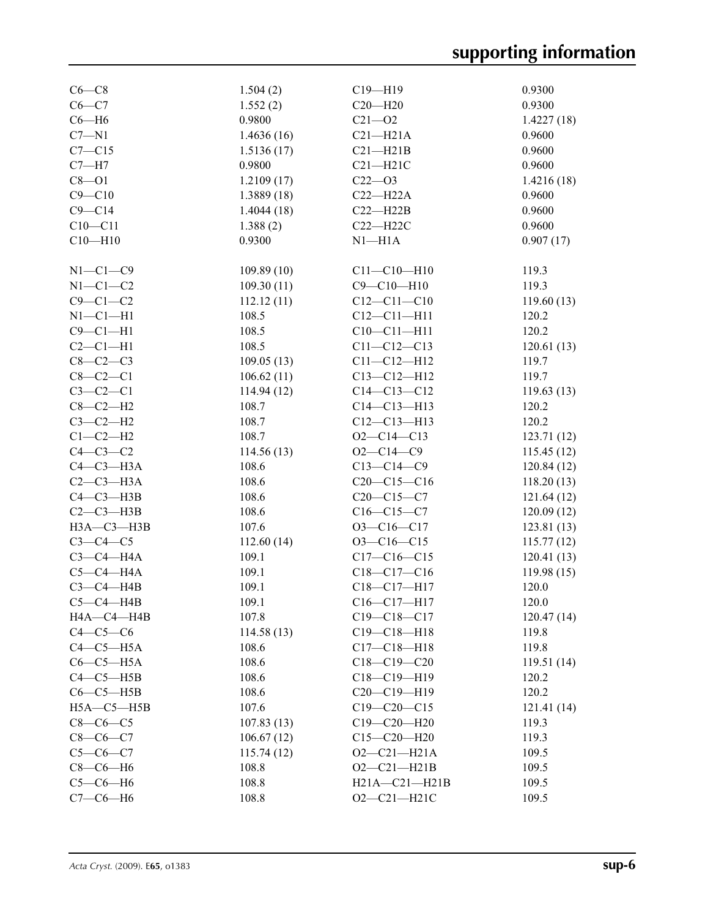| | | | |
|---|---|---|---|
| C6—C8 | 1.504 (2) | C19—H19 | 0.9300 |
| C6—C7 | 1.552 (2) | C20—H20 | 0.9300 |
| C6—H6 | 0.9800 | C21—O2 | 1.4227 (18) |
| C7—N1 | 1.4636 (16) | C21—H21A | 0.9600 |
| C7—C15 | 1.5136 (17) | C21—H21B | 0.9600 |
| C7—H7 | 0.9800 | C21—H21C | 0.9600 |
| C8—O1 | 1.2109 (17) | C22—O3 | 1.4216 (18) |
| C9—C10 | 1.3889 (18) | C22—H22A | 0.9600 |
| C9—C14 | 1.4044 (18) | C22—H22B | 0.9600 |
| C10—C11 | 1.388 (2) | C22—H22C | 0.9600 |
| C10—H10 | 0.9300 | N1—H1A | 0.907 (17) |

| | | | |
|---|---|---|---|
| N1—C1—C9 | 109.89 (10) | C11—C10—H10 | 119.3 |
| N1—C1—C2 | 109.30 (11) | C9—C10—H10 | 119.3 |
| C9—C1—C2 | 112.12 (11) | C12—C11—C10 | 119.60 (13) |
| N1—C1—H1 | 108.5 | C12—C11—H11 | 120.2 |
| C9—C1—H1 | 108.5 | C10—C11—H11 | 120.2 |
| C2—C1—H1 | 108.5 | C11—C12—C13 | 120.61 (13) |
| C8—C2—C3 | 109.05 (13) | C11—C12—H12 | 119.7 |
| C8—C2—C1 | 106.62 (11) | C13—C12—H12 | 119.7 |
| C3—C2—C1 | 114.94 (12) | C14—C13—C12 | 119.63 (13) |
| C8—C2—H2 | 108.7 | C14—C13—H13 | 120.2 |
| C3—C2—H2 | 108.7 | C12—C13—H13 | 120.2 |
| C1—C2—H2 | 108.7 | O2—C14—C13 | 123.71 (12) |
| C4—C3—C2 | 114.56 (13) | O2—C14—C9 | 115.45 (12) |
| C4—C3—H3A | 108.6 | C13—C14—C9 | 120.84 (12) |
| C2—C3—H3A | 108.6 | C20—C15—C16 | 118.20 (13) |
| C4—C3—H3B | 108.6 | C20—C15—C7 | 121.64 (12) |
| C2—C3—H3B | 108.6 | C16—C15—C7 | 120.09 (12) |
| H3A—C3—H3B | 107.6 | O3—C16—C17 | 123.81 (13) |
| C3—C4—C5 | 112.60 (14) | O3—C16—C15 | 115.77 (12) |
| C3—C4—H4A | 109.1 | C17—C16—C15 | 120.41 (13) |
| C5—C4—H4A | 109.1 | C18—C17—C16 | 119.98 (15) |
| C3—C4—H4B | 109.1 | C18—C17—H17 | 120.0 |
| C5—C4—H4B | 109.1 | C16—C17—H17 | 120.0 |
| H4A—C4—H4B | 107.8 | C19—C18—C17 | 120.47 (14) |
| C4—C5—C6 | 114.58 (13) | C19—C18—H18 | 119.8 |
| C4—C5—H5A | 108.6 | C17—C18—H18 | 119.8 |
| C6—C5—H5A | 108.6 | C18—C19—C20 | 119.51 (14) |
| C4—C5—H5B | 108.6 | C18—C19—H19 | 120.2 |
| C6—C5—H5B | 108.6 | C20—C19—H19 | 120.2 |
| H5A—C5—H5B | 107.6 | C19—C20—C15 | 121.41 (14) |
| C8—C6—C5 | 107.83 (13) | C19—C20—H20 | 119.3 |
| C8—C6—C7 | 106.67 (12) | C15—C20—H20 | 119.3 |
| C5—C6—C7 | 115.74 (12) | O2—C21—H21A | 109.5 |
| C8—C6—H6 | 108.8 | O2—C21—H21B | 109.5 |
| C5—C6—H6 | 108.8 | H21A—C21—H21B | 109.5 |
| C7—C6—H6 | 108.8 | O2—C21—H21C | 109.5 |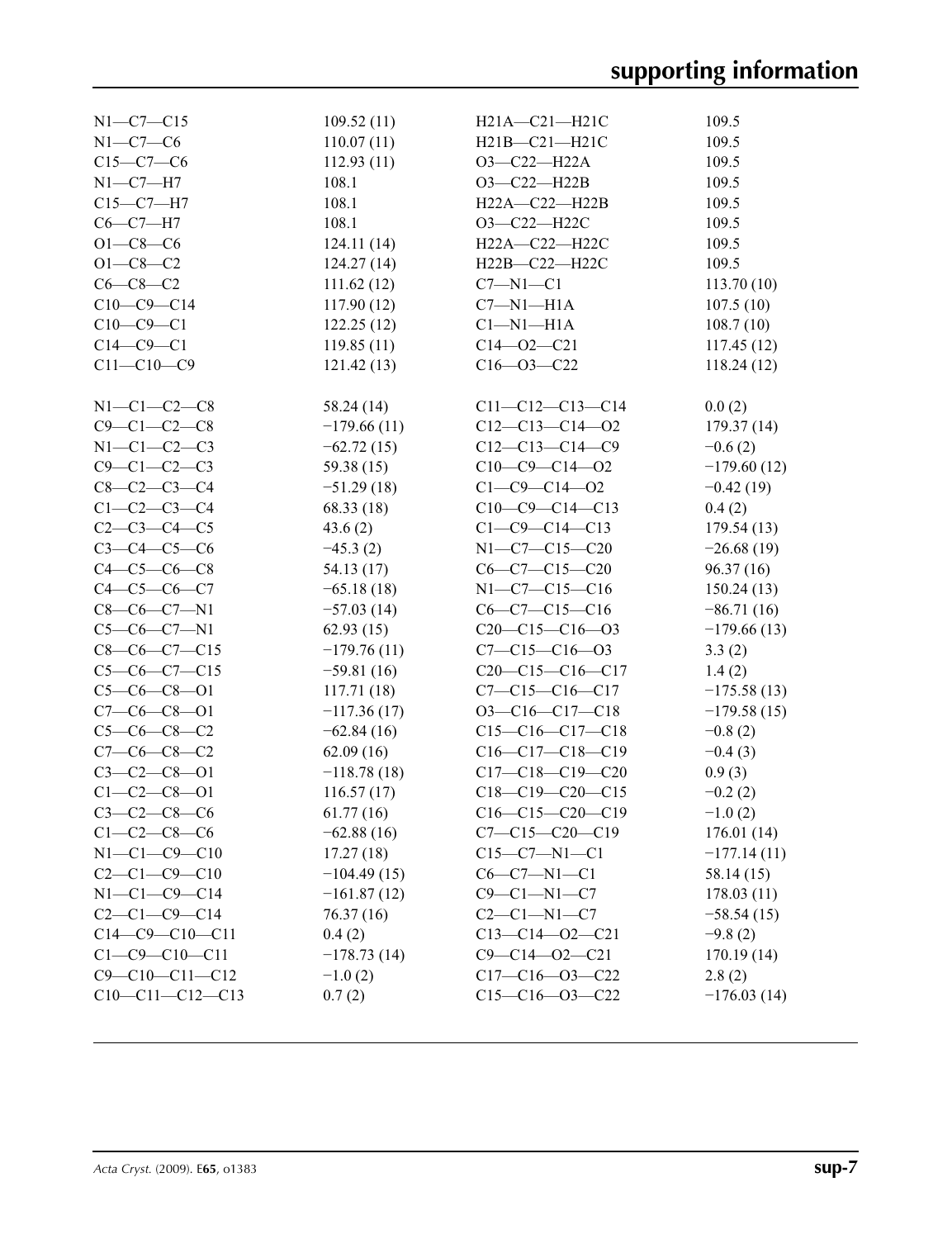| | | | |
|---|---|---|---|
| N1—C7—C15 | 109.52 (11) | H21A—C21—H21C | 109.5 |
| N1—C7—C6 | 110.07 (11) | H21B—C21—H21C | 109.5 |
| C15—C7—C6 | 112.93 (11) | O3—C22—H22A | 109.5 |
| N1—C7—H7 | 108.1 | O3—C22—H22B | 109.5 |
| C15—C7—H7 | 108.1 | H22A—C22—H22B | 109.5 |
| C6—C7—H7 | 108.1 | O3—C22—H22C | 109.5 |
| O1—C8—C6 | 124.11 (14) | H22A—C22—H22C | 109.5 |
| O1—C8—C2 | 124.27 (14) | H22B—C22—H22C | 109.5 |
| C6—C8—C2 | 111.62 (12) | C7—N1—C1 | 113.70 (10) |
| C10—C9—C14 | 117.90 (12) | C7—N1—H1A | 107.5 (10) |
| C10—C9—C1 | 122.25 (12) | C1—N1—H1A | 108.7 (10) |
| C14—C9—C1 | 119.85 (11) | C14—O2—C21 | 117.45 (12) |
| C11—C10—C9 | 121.42 (13) | C16—O3—C22 | 118.24 (12) |

| | | | |
|---|---|---|---|
| N1—C1—C2—C8 | 58.24 (14) | C11—C12—C13—C14 | 0.0 (2) |
| C9—C1—C2—C8 | −179.66 (11) | C12—C13—C14—O2 | 179.37 (14) |
| N1—C1—C2—C3 | −62.72 (15) | C12—C13—C14—C9 | −0.6 (2) |
| C9—C1—C2—C3 | 59.38 (15) | C10—C9—C14—O2 | −179.60 (12) |
| C8—C2—C3—C4 | −51.29 (18) | C1—C9—C14—O2 | −0.42 (19) |
| C1—C2—C3—C4 | 68.33 (18) | C10—C9—C14—C13 | 0.4 (2) |
| C2—C3—C4—C5 | 43.6 (2) | C1—C9—C14—C13 | 179.54 (13) |
| C3—C4—C5—C6 | −45.3 (2) | N1—C7—C15—C20 | −26.68 (19) |
| C4—C5—C6—C8 | 54.13 (17) | C6—C7—C15—C20 | 96.37 (16) |
| C4—C5—C6—C7 | −65.18 (18) | N1—C7—C15—C16 | 150.24 (13) |
| C8—C6—C7—N1 | −57.03 (14) | C6—C7—C15—C16 | −86.71 (16) |
| C5—C6—C7—N1 | 62.93 (15) | C20—C15—C16—O3 | −179.66 (13) |
| C8—C6—C7—C15 | −179.76 (11) | C7—C15—C16—O3 | 3.3 (2) |
| C5—C6—C7—C15 | −59.81 (16) | C20—C15—C16—C17 | 1.4 (2) |
| C5—C6—C8—O1 | 117.71 (18) | C7—C15—C16—C17 | −175.58 (13) |
| C7—C6—C8—O1 | −117.36 (17) | O3—C16—C17—C18 | −179.58 (15) |
| C5—C6—C8—C2 | −62.84 (16) | C15—C16—C17—C18 | −0.8 (2) |
| C7—C6—C8—C2 | 62.09 (16) | C16—C17—C18—C19 | −0.4 (3) |
| C3—C2—C8—O1 | −118.78 (18) | C17—C18—C19—C20 | 0.9 (3) |
| C1—C2—C8—O1 | 116.57 (17) | C18—C19—C20—C15 | −0.2 (2) |
| C3—C2—C8—C6 | 61.77 (16) | C16—C15—C20—C19 | −1.0 (2) |
| C1—C2—C8—C6 | −62.88 (16) | C7—C15—C20—C19 | 176.01 (14) |
| N1—C1—C9—C10 | 17.27 (18) | C15—C7—N1—C1 | −177.14 (11) |
| C2—C1—C9—C10 | −104.49 (15) | C6—C7—N1—C1 | 58.14 (15) |
| N1—C1—C9—C14 | −161.87 (12) | C9—C1—N1—C7 | 178.03 (11) |
| C2—C1—C9—C14 | 76.37 (16) | C2—C1—N1—C7 | −58.54 (15) |
| C14—C9—C10—C11 | 0.4 (2) | C13—C14—O2—C21 | −9.8 (2) |
| C1—C9—C10—C11 | −178.73 (14) | C9—C14—O2—C21 | 170.19 (14) |
| C9—C10—C11—C12 | −1.0 (2) | C17—C16—O3—C22 | 2.8 (2) |
| C10—C11—C12—C13 | 0.7 (2) | C15—C16—O3—C22 | −176.03 (14) |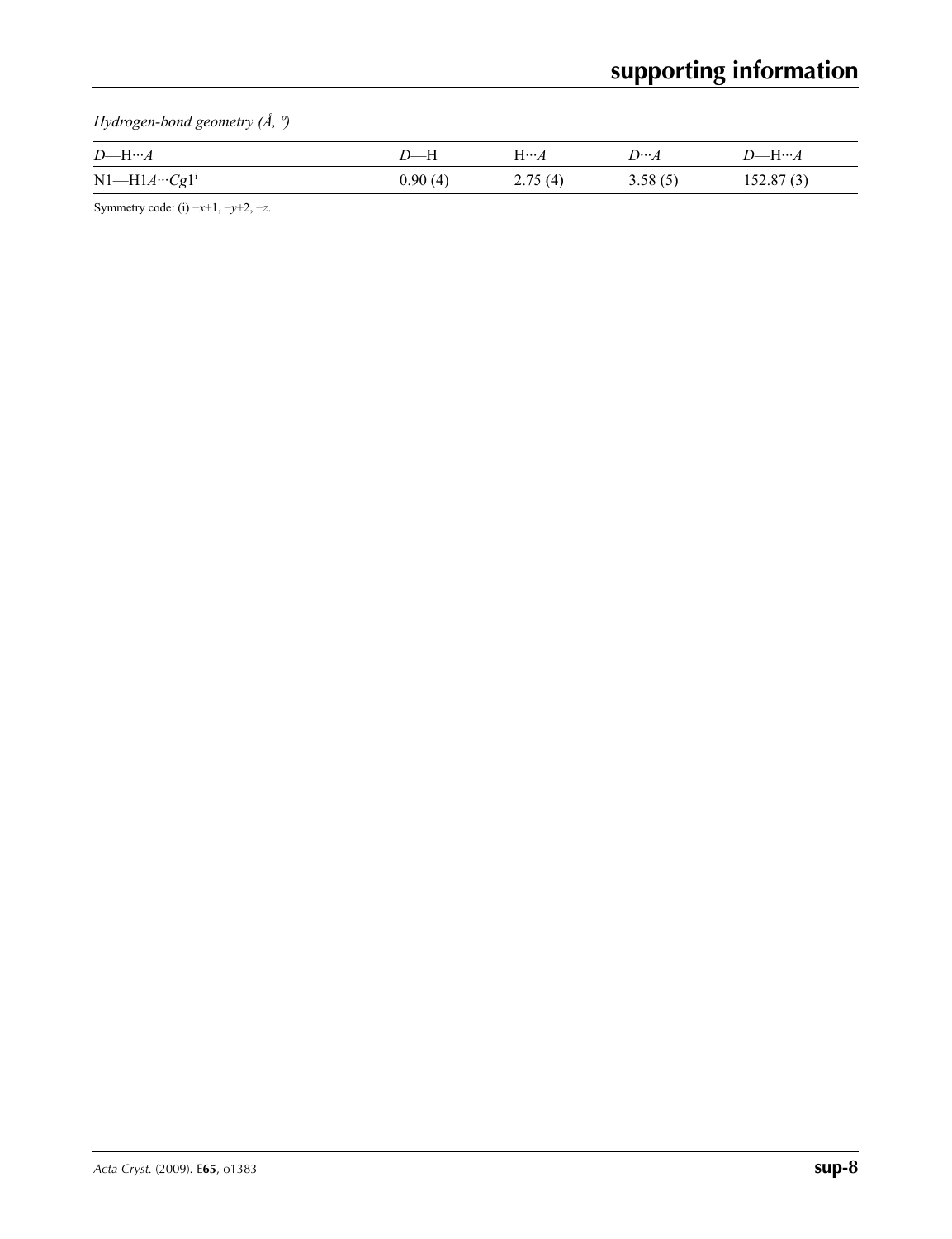*Hydrogen-bond geometry (Å, º)*

| $D$—H···$A$ | $D$—H | H···$A$ | $D$···$A$ | $D$—H···$A$ |
|---|---|---|---|---|
| N1—H1$A$···$Cg1^{i}$ | 0.90 (4) | 2.75 (4) | 3.58 (5) | 152.87 (3) |

Symmetry code: (i) $-x+1, -y+2, -z$.